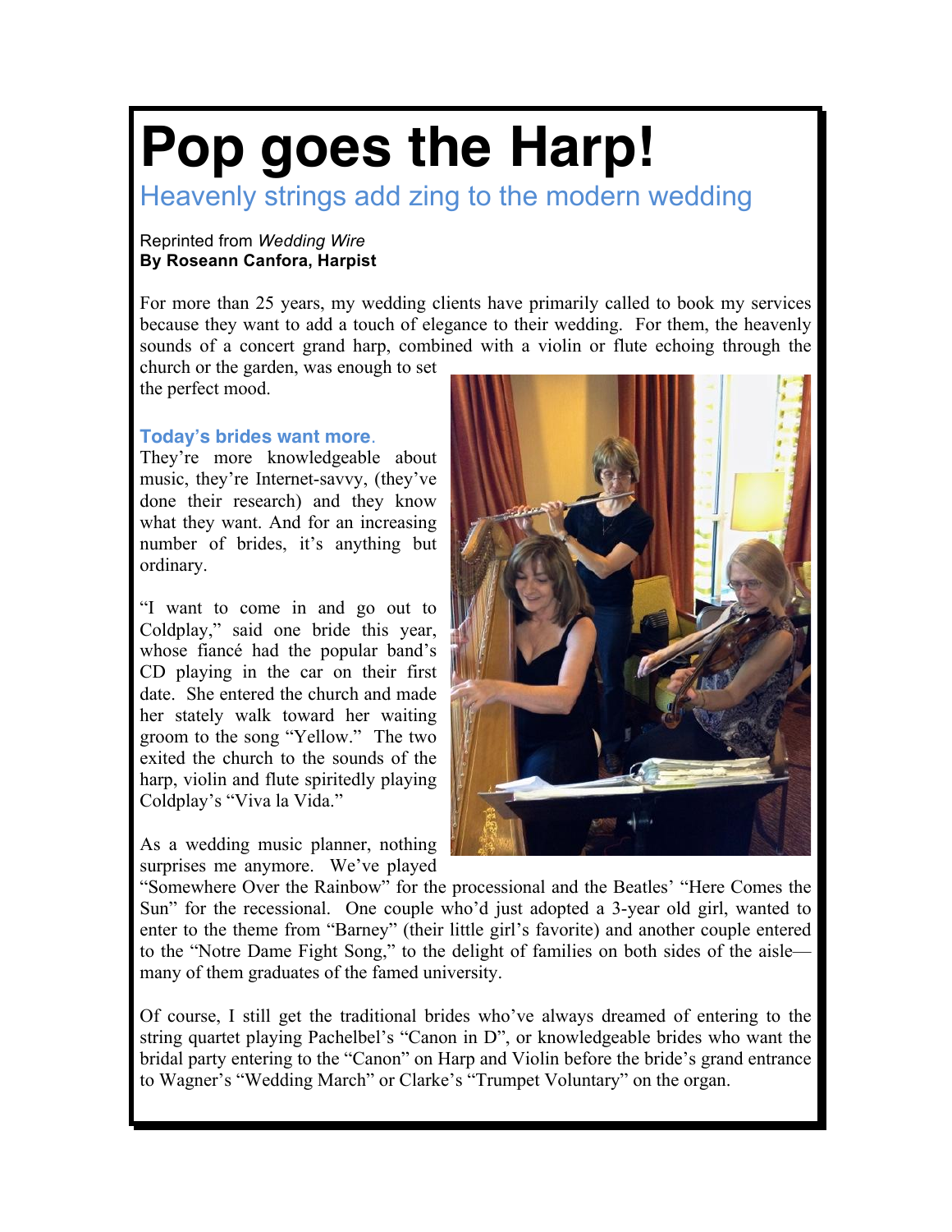# Pop goes the Harp!

## Heavenly strings add zing to the modern wedding

Reprinted from *Wedding Wire*
**By Roseann Canfora, Harpist**

For more than 25 years, my wedding clients have primarily called to book my services because they want to add a touch of elegance to their wedding. For them, the heavenly sounds of a concert grand harp, combined with a violin or flute echoing through the church or the garden, was enough to set the perfect mood.

### Today's brides want more.

They're more knowledgeable about music, they're Internet-savvy, (they've done their research) and they know what they want. And for an increasing number of brides, it's anything but ordinary.

"I want to come in and go out to Coldplay," said one bride this year, whose fiancé had the popular band's CD playing in the car on their first date. She entered the church and made her stately walk toward her waiting groom to the song "Yellow." The two exited the church to the sounds of the harp, violin and flute spiritedly playing Coldplay's "Viva la Vida."

As a wedding music planner, nothing surprises me anymore. We've played "Somewhere Over the Rainbow" for the processional and the Beatles' "Here Comes the Sun" for the recessional. One couple who'd just adopted a 3-year old girl, wanted to enter to the theme from "Barney" (their little girl's favorite) and another couple entered to the "Notre Dame Fight Song," to the delight of families on both sides of the aisle—many of them graduates of the famed university.

Of course, I still get the traditional brides who've always dreamed of entering to the string quartet playing Pachelbel's "Canon in D", or knowledgeable brides who want the bridal party entering to the "Canon" on Harp and Violin before the bride's grand entrance to Wagner's "Wedding March" or Clarke's "Trumpet Voluntary" on the organ.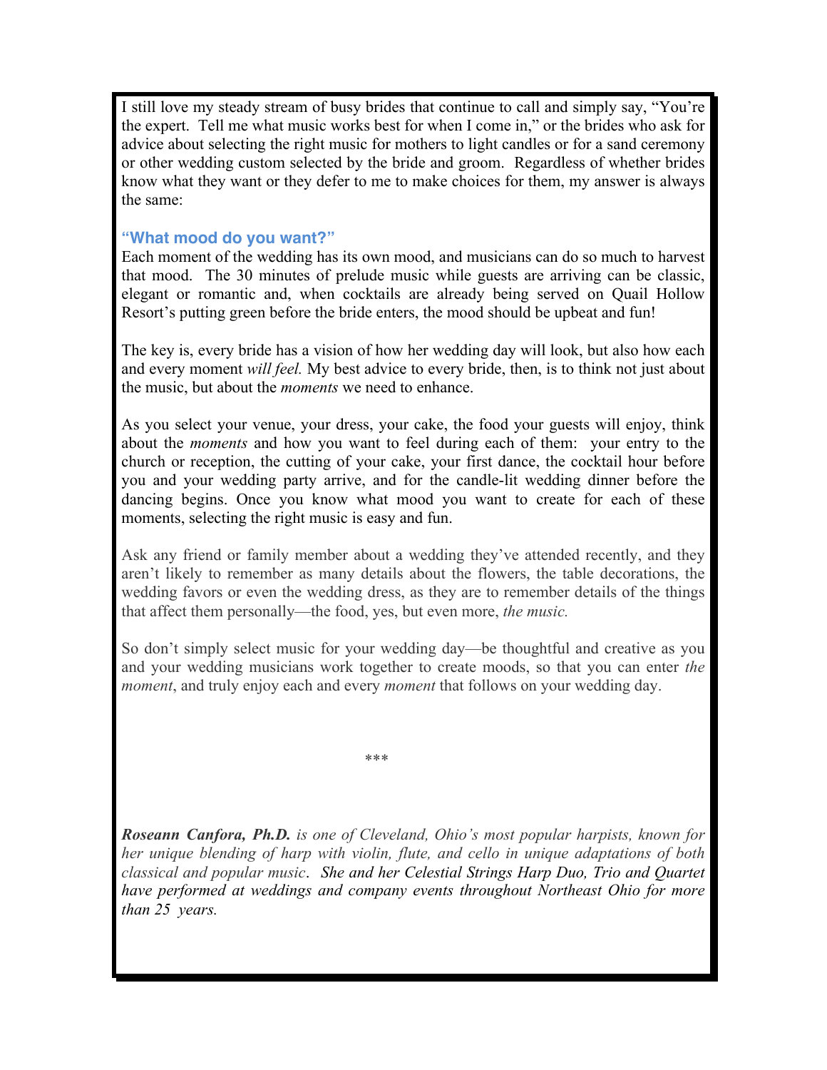I still love my steady stream of busy brides that continue to call and simply say, "You're the expert. Tell me what music works best for when I come in," or the brides who ask for advice about selecting the right music for mothers to light candles or for a sand ceremony or other wedding custom selected by the bride and groom. Regardless of whether brides know what they want or they defer to me to make choices for them, my answer is always the same:

### "What mood do you want?"

Each moment of the wedding has its own mood, and musicians can do so much to harvest that mood. The 30 minutes of prelude music while guests are arriving can be classic, elegant or romantic and, when cocktails are already being served on Quail Hollow Resort's putting green before the bride enters, the mood should be upbeat and fun!

The key is, every bride has a vision of how her wedding day will look, but also how each and every moment *will feel.* My best advice to every bride, then, is to think not just about the music, but about the *moments* we need to enhance.

As you select your venue, your dress, your cake, the food your guests will enjoy, think about the *moments* and how you want to feel during each of them: your entry to the church or reception, the cutting of your cake, your first dance, the cocktail hour before you and your wedding party arrive, and for the candle-lit wedding dinner before the dancing begins. Once you know what mood you want to create for each of these moments, selecting the right music is easy and fun.

Ask any friend or family member about a wedding they've attended recently, and they aren't likely to remember as many details about the flowers, the table decorations, the wedding favors or even the wedding dress, as they are to remember details of the things that affect them personally—the food, yes, but even more, *the music.*

So don't simply select music for your wedding day—be thoughtful and creative as you and your wedding musicians work together to create moods, so that you can enter *the moment*, and truly enjoy each and every *moment* that follows on your wedding day.

\*\*\*

***Roseann Canfora, Ph.D.*** *is one of Cleveland, Ohio's most popular harpists, known for her unique blending of harp with violin, flute, and cello in unique adaptations of both classical and popular music. She and her Celestial Strings Harp Duo, Trio and Quartet have performed at weddings and company events throughout Northeast Ohio for more than 25 years.*